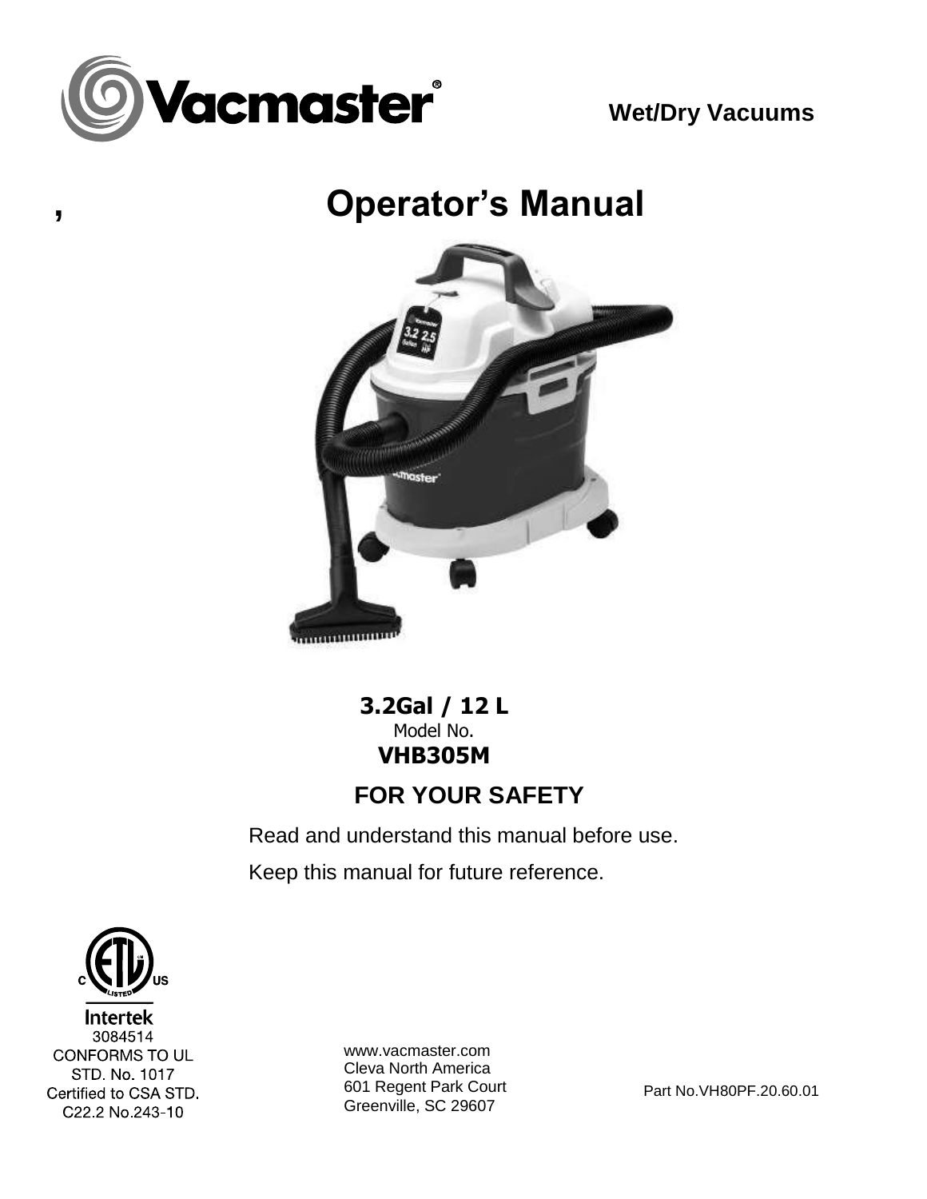Vacmaster®

**Wet/Dry Vacuums**

# Operator's Manual

**3.2Gal / 12 L**

Model No.

**VHB305M**

## FOR YOUR SAFETY

Read and understand this manual before use.

Keep this manual for future reference.

Intertek
3084514
CONFORMS TO UL
STD. No. 1017
Certified to CSA STD.
C22.2 No.243-10

www.vacmaster.com
Cleva North America
601 Regent Park Court
Greenville, SC 29607

Part No.VH80PF.20.60.01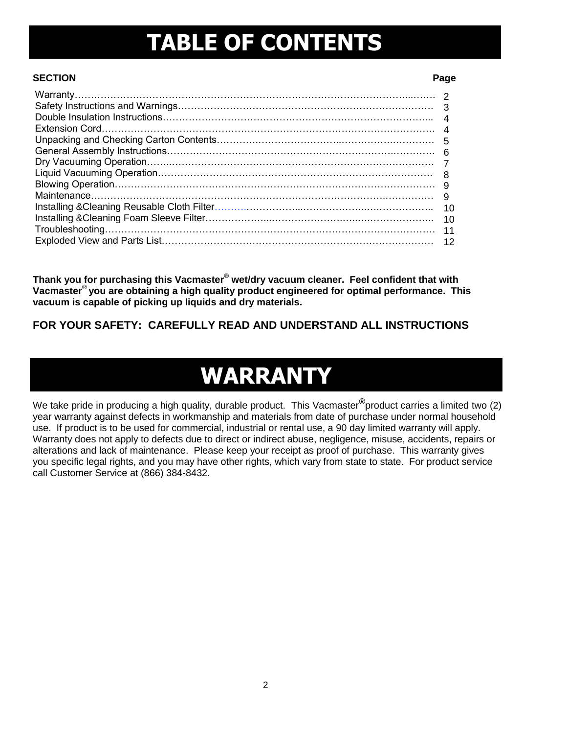# TABLE OF CONTENTS

| SECTION | Page |
|---|---|
| Warranty | 2 |
| Safety Instructions and Warnings | 3 |
| Double Insulation Instructions | 4 |
| Extension Cord | 4 |
| Unpacking and Checking Carton Contents | 5 |
| General Assembly Instructions | 6 |
| Dry Vacuuming Operation | 7 |
| Liquid Vacuuming Operation | 8 |
| Blowing Operation | 9 |
| Maintenance | 9 |
| Installing &Cleaning Reusable Cloth Filter | 10 |
| Installing &Cleaning Foam Sleeve Filter | 10 |
| Troubleshooting | 11 |
| Exploded View and Parts List | 12 |

**Thank you for purchasing this Vacmaster® wet/dry vacuum cleaner. Feel confident that with Vacmaster® you are obtaining a high quality product engineered for optimal performance. This vacuum is capable of picking up liquids and dry materials.**

**FOR YOUR SAFETY: CAREFULLY READ AND UNDERSTAND ALL INSTRUCTIONS**

# WARRANTY

We take pride in producing a high quality, durable product. This Vacmaster® product carries a limited two (2) year warranty against defects in workmanship and materials from date of purchase under normal household use. If product is to be used for commercial, industrial or rental use, a 90 day limited warranty will apply. Warranty does not apply to defects due to direct or indirect abuse, negligence, misuse, accidents, repairs or alterations and lack of maintenance. Please keep your receipt as proof of purchase. This warranty gives you specific legal rights, and you may have other rights, which vary from state to state. For product service call Customer Service at (866) 384-8432.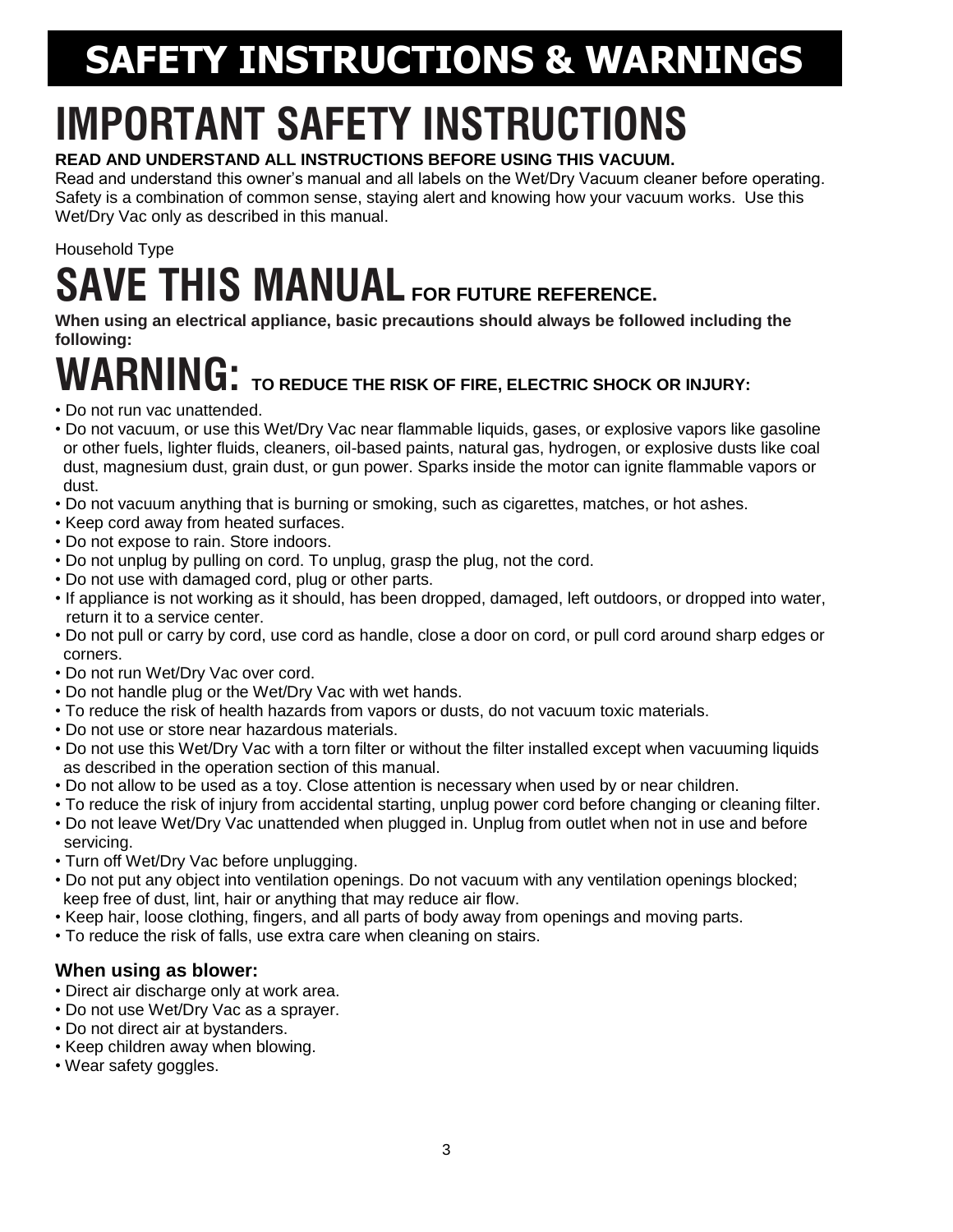# SAFETY INSTRUCTIONS & WARNINGS

# IMPORTANT SAFETY INSTRUCTIONS

**READ AND UNDERSTAND ALL INSTRUCTIONS BEFORE USING THIS VACUUM.**

Read and understand this owner's manual and all labels on the Wet/Dry Vacuum cleaner before operating. Safety is a combination of common sense, staying alert and knowing how your vacuum works. Use this Wet/Dry Vac only as described in this manual.

Household Type

## SAVE THIS MANUAL FOR FUTURE REFERENCE.

**When using an electrical appliance, basic precautions should always be followed including the following:**

## WARNING: TO REDUCE THE RISK OF FIRE, ELECTRIC SHOCK OR INJURY:

- Do not run vac unattended.
- Do not vacuum, or use this Wet/Dry Vac near flammable liquids, gases, or explosive vapors like gasoline or other fuels, lighter fluids, cleaners, oil-based paints, natural gas, hydrogen, or explosive dusts like coal dust, magnesium dust, grain dust, or gun power. Sparks inside the motor can ignite flammable vapors or dust.
- Do not vacuum anything that is burning or smoking, such as cigarettes, matches, or hot ashes.
- Keep cord away from heated surfaces.
- Do not expose to rain. Store indoors.
- Do not unplug by pulling on cord. To unplug, grasp the plug, not the cord.
- Do not use with damaged cord, plug or other parts.
- If appliance is not working as it should, has been dropped, damaged, left outdoors, or dropped into water, return it to a service center.
- Do not pull or carry by cord, use cord as handle, close a door on cord, or pull cord around sharp edges or corners.
- Do not run Wet/Dry Vac over cord.
- Do not handle plug or the Wet/Dry Vac with wet hands.
- To reduce the risk of health hazards from vapors or dusts, do not vacuum toxic materials.
- Do not use or store near hazardous materials.
- Do not use this Wet/Dry Vac with a torn filter or without the filter installed except when vacuuming liquids as described in the operation section of this manual.
- Do not allow to be used as a toy. Close attention is necessary when used by or near children.
- To reduce the risk of injury from accidental starting, unplug power cord before changing or cleaning filter.
- Do not leave Wet/Dry Vac unattended when plugged in. Unplug from outlet when not in use and before servicing.
- Turn off Wet/Dry Vac before unplugging.
- Do not put any object into ventilation openings. Do not vacuum with any ventilation openings blocked; keep free of dust, lint, hair or anything that may reduce air flow.
- Keep hair, loose clothing, fingers, and all parts of body away from openings and moving parts.
- To reduce the risk of falls, use extra care when cleaning on stairs.

### When using as blower:

- Direct air discharge only at work area.
- Do not use Wet/Dry Vac as a sprayer.
- Do not direct air at bystanders.
- Keep children away when blowing.
- Wear safety goggles.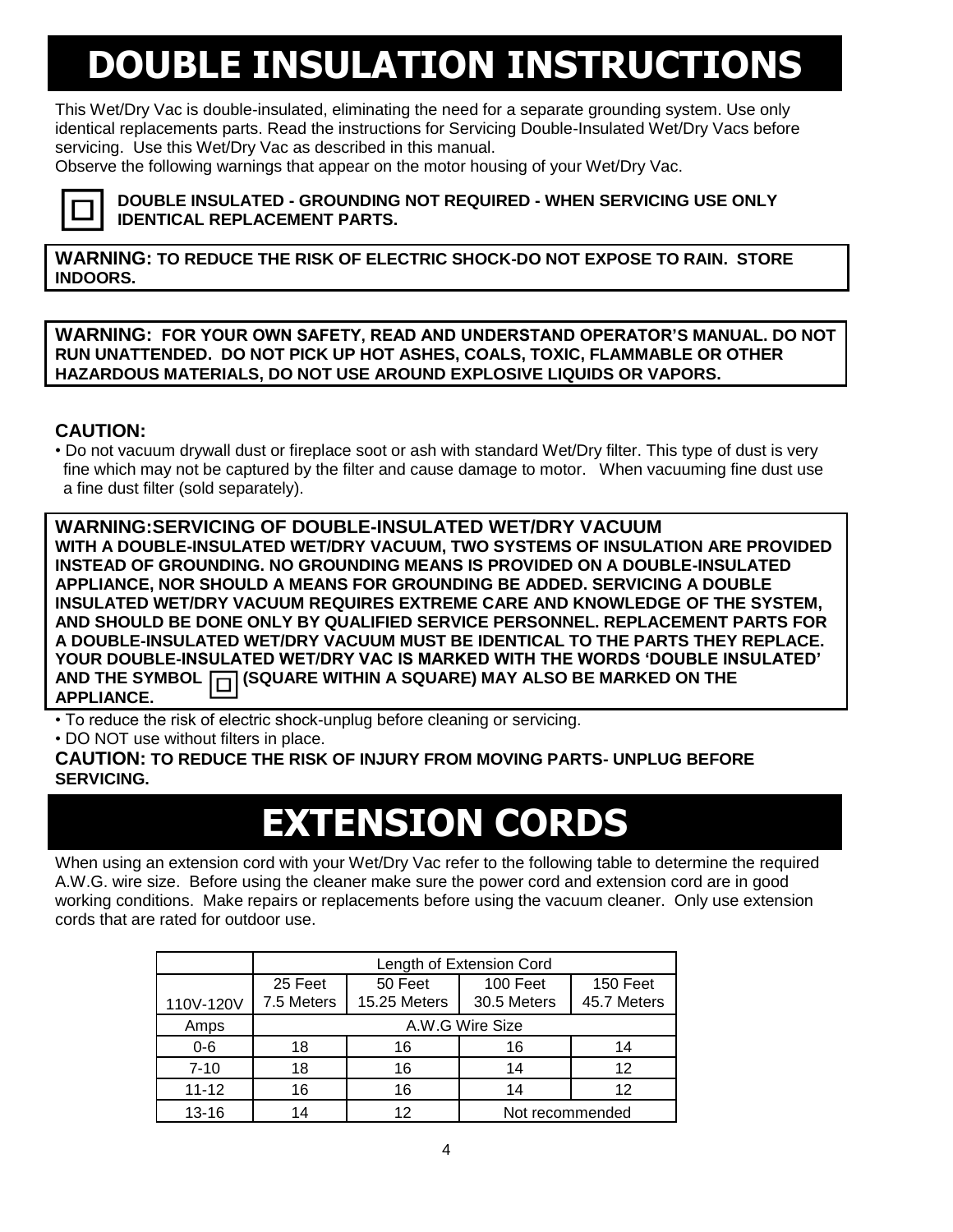# DOUBLE INSULATION INSTRUCTIONS

This Wet/Dry Vac is double-insulated, eliminating the need for a separate grounding system. Use only identical replacements parts. Read the instructions for Servicing Double-Insulated Wet/Dry Vacs before servicing. Use this Wet/Dry Vac as described in this manual.
Observe the following warnings that appear on the motor housing of your Wet/Dry Vac.

**DOUBLE INSULATED - GROUNDING NOT REQUIRED - WHEN SERVICING USE ONLY IDENTICAL REPLACEMENT PARTS.**

**WARNING: TO REDUCE THE RISK OF ELECTRIC SHOCK-DO NOT EXPOSE TO RAIN. STORE INDOORS.**

**WARNING: FOR YOUR OWN SAFETY, READ AND UNDERSTAND OPERATOR'S MANUAL. DO NOT RUN UNATTENDED. DO NOT PICK UP HOT ASHES, COALS, TOXIC, FLAMMABLE OR OTHER HAZARDOUS MATERIALS, DO NOT USE AROUND EXPLOSIVE LIQUIDS OR VAPORS.**

**CAUTION:**

- Do not vacuum drywall dust or fireplace soot or ash with standard Wet/Dry filter. This type of dust is very fine which may not be captured by the filter and cause damage to motor. When vacuuming fine dust use a fine dust filter (sold separately).

**WARNING:SERVICING OF DOUBLE-INSULATED WET/DRY VACUUM**
**WITH A DOUBLE-INSULATED WET/DRY VACUUM, TWO SYSTEMS OF INSULATION ARE PROVIDED INSTEAD OF GROUNDING. NO GROUNDING MEANS IS PROVIDED ON A DOUBLE-INSULATED APPLIANCE, NOR SHOULD A MEANS FOR GROUNDING BE ADDED. SERVICING A DOUBLE INSULATED WET/DRY VACUUM REQUIRES EXTREME CARE AND KNOWLEDGE OF THE SYSTEM, AND SHOULD BE DONE ONLY BY QUALIFIED SERVICE PERSONNEL. REPLACEMENT PARTS FOR A DOUBLE-INSULATED WET/DRY VACUUM MUST BE IDENTICAL TO THE PARTS THEY REPLACE. YOUR DOUBLE-INSULATED WET/DRY VAC IS MARKED WITH THE WORDS 'DOUBLE INSULATED' AND THE SYMBOL ◻ (SQUARE WITHIN A SQUARE) MAY ALSO BE MARKED ON THE APPLIANCE.**

- To reduce the risk of electric shock-unplug before cleaning or servicing.
- DO NOT use without filters in place.

**CAUTION: TO REDUCE THE RISK OF INJURY FROM MOVING PARTS- UNPLUG BEFORE SERVICING.**

# EXTENSION CORDS

When using an extension cord with your Wet/Dry Vac refer to the following table to determine the required A.W.G. wire size. Before using the cleaner make sure the power cord and extension cord are in good working conditions. Make repairs or replacements before using the vacuum cleaner. Only use extension cords that are rated for outdoor use.

| | Length of Extension Cord | | | |
|---|---|---|---|---|
| 110V-120V | 25 Feet 7.5 Meters | 50 Feet 15.25 Meters | 100 Feet 30.5 Meters | 150 Feet 45.7 Meters |
| Amps | A.W.G Wire Size | | | |
| 0-6 | 18 | 16 | 16 | 14 |
| 7-10 | 18 | 16 | 14 | 12 |
| 11-12 | 16 | 16 | 14 | 12 |
| 13-16 | 14 | 12 | Not recommended | |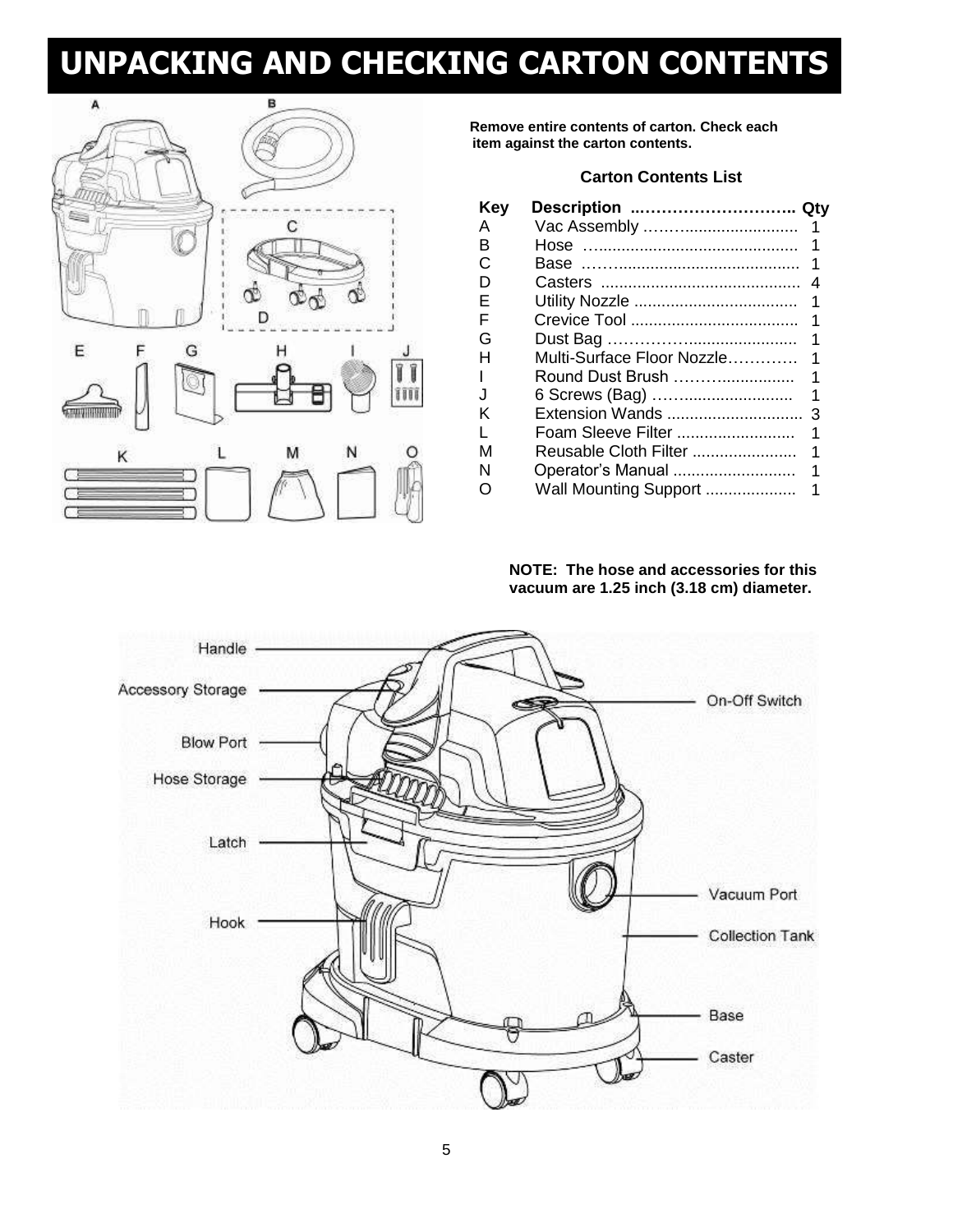# UNPACKING AND CHECKING CARTON CONTENTS

**Remove entire contents of carton. Check each item against the carton contents.**

**Carton Contents List**

| Key | Description | Qty |
|---|---|---|
| A | Vac Assembly | 1 |
| B | Hose | 1 |
| C | Base | 1 |
| D | Casters | 4 |
| E | Utility Nozzle | 1 |
| F | Crevice Tool | 1 |
| G | Dust Bag | 1 |
| H | Multi-Surface Floor Nozzle | 1 |
| I | Round Dust Brush | 1 |
| J | 6 Screws (Bag) | 1 |
| K | Extension Wands | 3 |
| L | Foam Sleeve Filter | 1 |
| M | Reusable Cloth Filter | 1 |
| N | Operator's Manual | 1 |
| O | Wall Mounting Support | 1 |

**NOTE: The hose and accessories for this vacuum are 1.25 inch (3.18 cm) diameter.**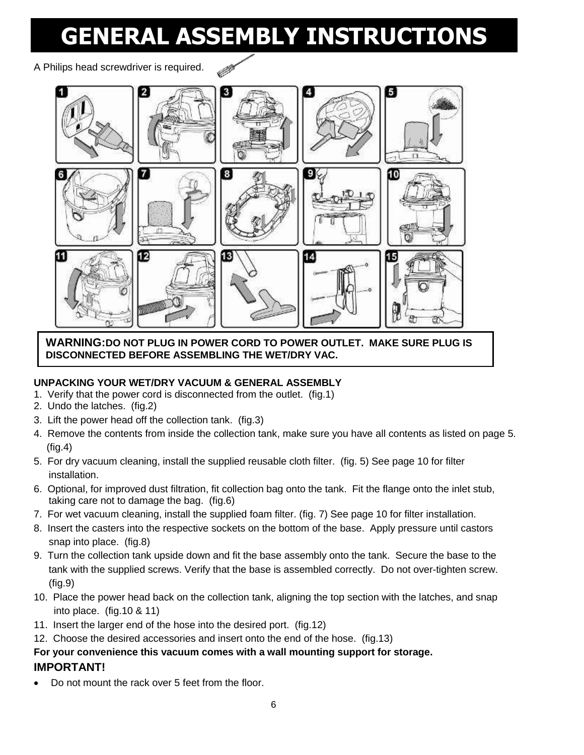# GENERAL ASSEMBLY INSTRUCTIONS

A Philips head screwdriver is required.

**WARNING: DO NOT PLUG IN POWER CORD TO POWER OUTLET. MAKE SURE PLUG IS DISCONNECTED BEFORE ASSEMBLING THE WET/DRY VAC.**

**UNPACKING YOUR WET/DRY VACUUM & GENERAL ASSEMBLY**

1. Verify that the power cord is disconnected from the outlet. (fig.1)
2. Undo the latches. (fig.2)
3. Lift the power head off the collection tank. (fig.3)
4. Remove the contents from inside the collection tank, make sure you have all contents as listed on page 5. (fig.4)
5. For dry vacuum cleaning, install the supplied reusable cloth filter. (fig. 5) See page 10 for filter installation.
6. Optional, for improved dust filtration, fit collection bag onto the tank. Fit the flange onto the inlet stub, taking care not to damage the bag. (fig.6)
7. For wet vacuum cleaning, install the supplied foam filter. (fig. 7) See page 10 for filter installation.
8. Insert the casters into the respective sockets on the bottom of the base. Apply pressure until castors snap into place. (fig.8)
9. Turn the collection tank upside down and fit the base assembly onto the tank. Secure the base to the tank with the supplied screws. Verify that the base is assembled correctly. Do not over-tighten screw. (fig.9)
10. Place the power head back on the collection tank, aligning the top section with the latches, and snap into place. (fig.10 & 11)
11. Insert the larger end of the hose into the desired port. (fig.12)
12. Choose the desired accessories and insert onto the end of the hose. (fig.13)

**For your convenience this vacuum comes with a wall mounting support for storage.**

**IMPORTANT!**

- Do not mount the rack over 5 feet from the floor.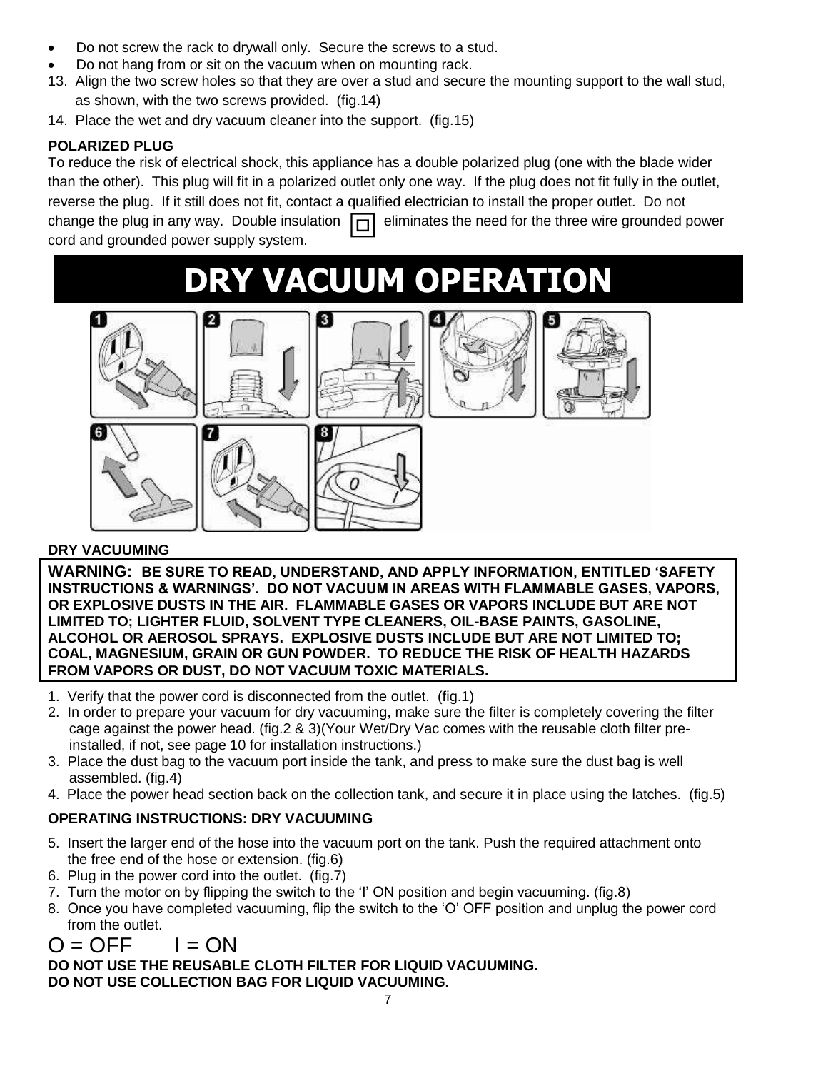- Do not screw the rack to drywall only. Secure the screws to a stud.
- Do not hang from or sit on the vacuum when on mounting rack.

13. Align the two screw holes so that they are over a stud and secure the mounting support to the wall stud, as shown, with the two screws provided. (fig.14)
14. Place the wet and dry vacuum cleaner into the support. (fig.15)

**POLARIZED PLUG**

To reduce the risk of electrical shock, this appliance has a double polarized plug (one with the blade wider than the other). This plug will fit in a polarized outlet only one way. If the plug does not fit fully in the outlet, reverse the plug. If it still does not fit, contact a qualified electrician to install the proper outlet. Do not change the plug in any way. Double insulation ▣ eliminates the need for the three wire grounded power cord and grounded power supply system.

# DRY VACUUM OPERATION

**DRY VACUUMING**

**WARNING: BE SURE TO READ, UNDERSTAND, AND APPLY INFORMATION, ENTITLED 'SAFETY INSTRUCTIONS & WARNINGS'. DO NOT VACUUM IN AREAS WITH FLAMMABLE GASES, VAPORS, OR EXPLOSIVE DUSTS IN THE AIR. FLAMMABLE GASES OR VAPORS INCLUDE BUT ARE NOT LIMITED TO; LIGHTER FLUID, SOLVENT TYPE CLEANERS, OIL-BASE PAINTS, GASOLINE, ALCOHOL OR AEROSOL SPRAYS. EXPLOSIVE DUSTS INCLUDE BUT ARE NOT LIMITED TO; COAL, MAGNESIUM, GRAIN OR GUN POWDER. TO REDUCE THE RISK OF HEALTH HAZARDS FROM VAPORS OR DUST, DO NOT VACUUM TOXIC MATERIALS.**

1. Verify that the power cord is disconnected from the outlet. (fig.1)
2. In order to prepare your vacuum for dry vacuuming, make sure the filter is completely covering the filter cage against the power head. (fig.2 & 3)(Your Wet/Dry Vac comes with the reusable cloth filter pre-installed, if not, see page 10 for installation instructions.)
3. Place the dust bag to the vacuum port inside the tank, and press to make sure the dust bag is well assembled. (fig.4)
4. Place the power head section back on the collection tank, and secure it in place using the latches. (fig.5)

**OPERATING INSTRUCTIONS: DRY VACUUMING**

5. Insert the larger end of the hose into the vacuum port on the tank. Push the required attachment onto the free end of the hose or extension. (fig.6)
6. Plug in the power cord into the outlet. (fig.7)
7. Turn the motor on by flipping the switch to the 'I' ON position and begin vacuuming. (fig.8)
8. Once you have completed vacuuming, flip the switch to the 'O' OFF position and unplug the power cord from the outlet.

O = OFF I = ON

**DO NOT USE THE REUSABLE CLOTH FILTER FOR LIQUID VACUUMING.**
**DO NOT USE COLLECTION BAG FOR LIQUID VACUUMING.**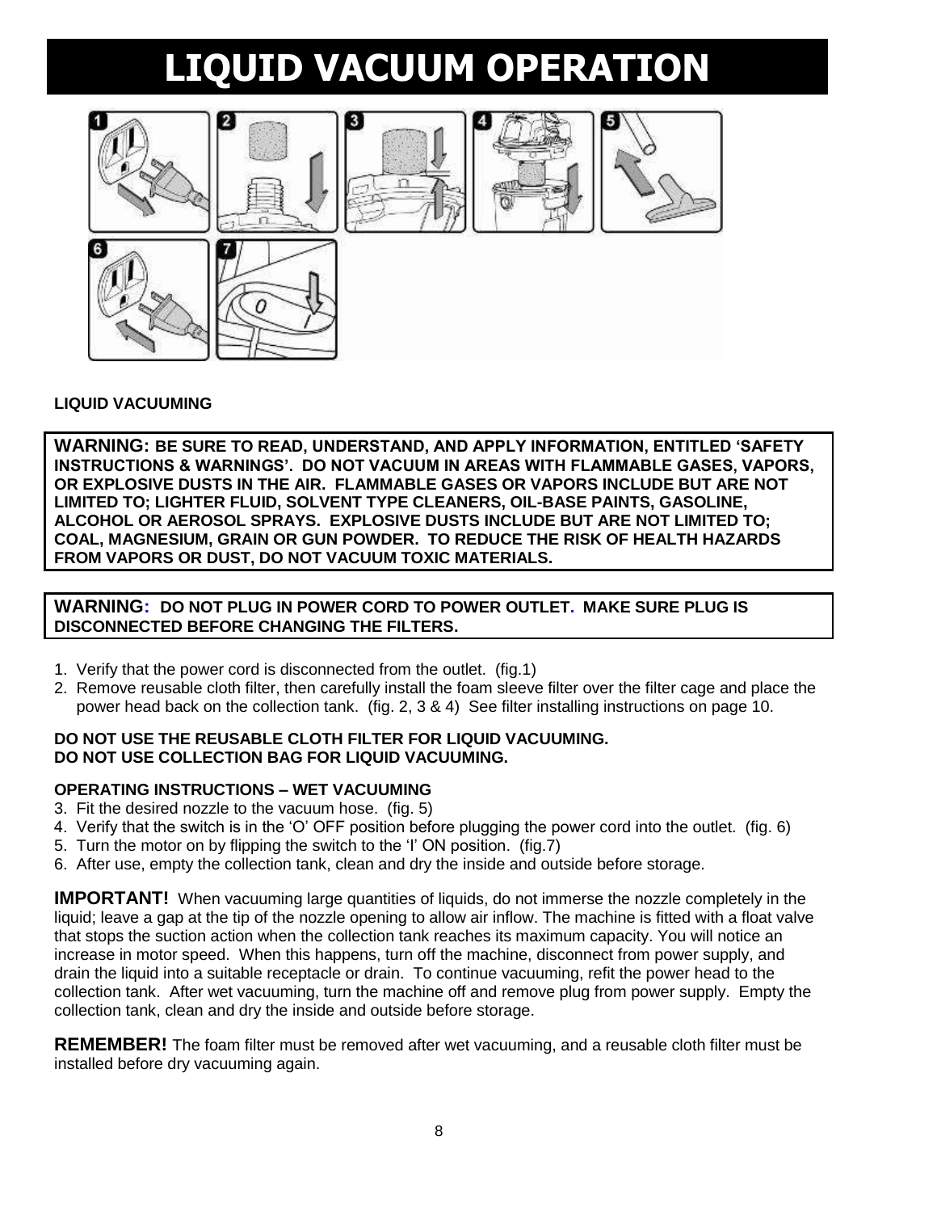# LIQUID VACUUM OPERATION

**LIQUID VACUUMING**

**WARNING: BE SURE TO READ, UNDERSTAND, AND APPLY INFORMATION, ENTITLED 'SAFETY INSTRUCTIONS & WARNINGS'. DO NOT VACUUM IN AREAS WITH FLAMMABLE GASES, VAPORS, OR EXPLOSIVE DUSTS IN THE AIR. FLAMMABLE GASES OR VAPORS INCLUDE BUT ARE NOT LIMITED TO; LIGHTER FLUID, SOLVENT TYPE CLEANERS, OIL-BASE PAINTS, GASOLINE, ALCOHOL OR AEROSOL SPRAYS. EXPLOSIVE DUSTS INCLUDE BUT ARE NOT LIMITED TO; COAL, MAGNESIUM, GRAIN OR GUN POWDER. TO REDUCE THE RISK OF HEALTH HAZARDS FROM VAPORS OR DUST, DO NOT VACUUM TOXIC MATERIALS.**

**WARNING: DO NOT PLUG IN POWER CORD TO POWER OUTLET. MAKE SURE PLUG IS DISCONNECTED BEFORE CHANGING THE FILTERS.**

1. Verify that the power cord is disconnected from the outlet. (fig.1)
2. Remove reusable cloth filter, then carefully install the foam sleeve filter over the filter cage and place the power head back on the collection tank. (fig. 2, 3 & 4) See filter installing instructions on page 10.

**DO NOT USE THE REUSABLE CLOTH FILTER FOR LIQUID VACUUMING.**
**DO NOT USE COLLECTION BAG FOR LIQUID VACUUMING.**

**OPERATING INSTRUCTIONS – WET VACUUMING**

3. Fit the desired nozzle to the vacuum hose. (fig. 5)
4. Verify that the switch is in the 'O' OFF position before plugging the power cord into the outlet. (fig. 6)
5. Turn the motor on by flipping the switch to the 'I' ON position. (fig.7)
6. After use, empty the collection tank, clean and dry the inside and outside before storage.

**IMPORTANT!** When vacuuming large quantities of liquids, do not immerse the nozzle completely in the liquid; leave a gap at the tip of the nozzle opening to allow air inflow. The machine is fitted with a float valve that stops the suction action when the collection tank reaches its maximum capacity. You will notice an increase in motor speed. When this happens, turn off the machine, disconnect from power supply, and drain the liquid into a suitable receptacle or drain. To continue vacuuming, refit the power head to the collection tank. After wet vacuuming, turn the machine off and remove plug from power supply. Empty the collection tank, clean and dry the inside and outside before storage.

**REMEMBER!** The foam filter must be removed after wet vacuuming, and a reusable cloth filter must be installed before dry vacuuming again.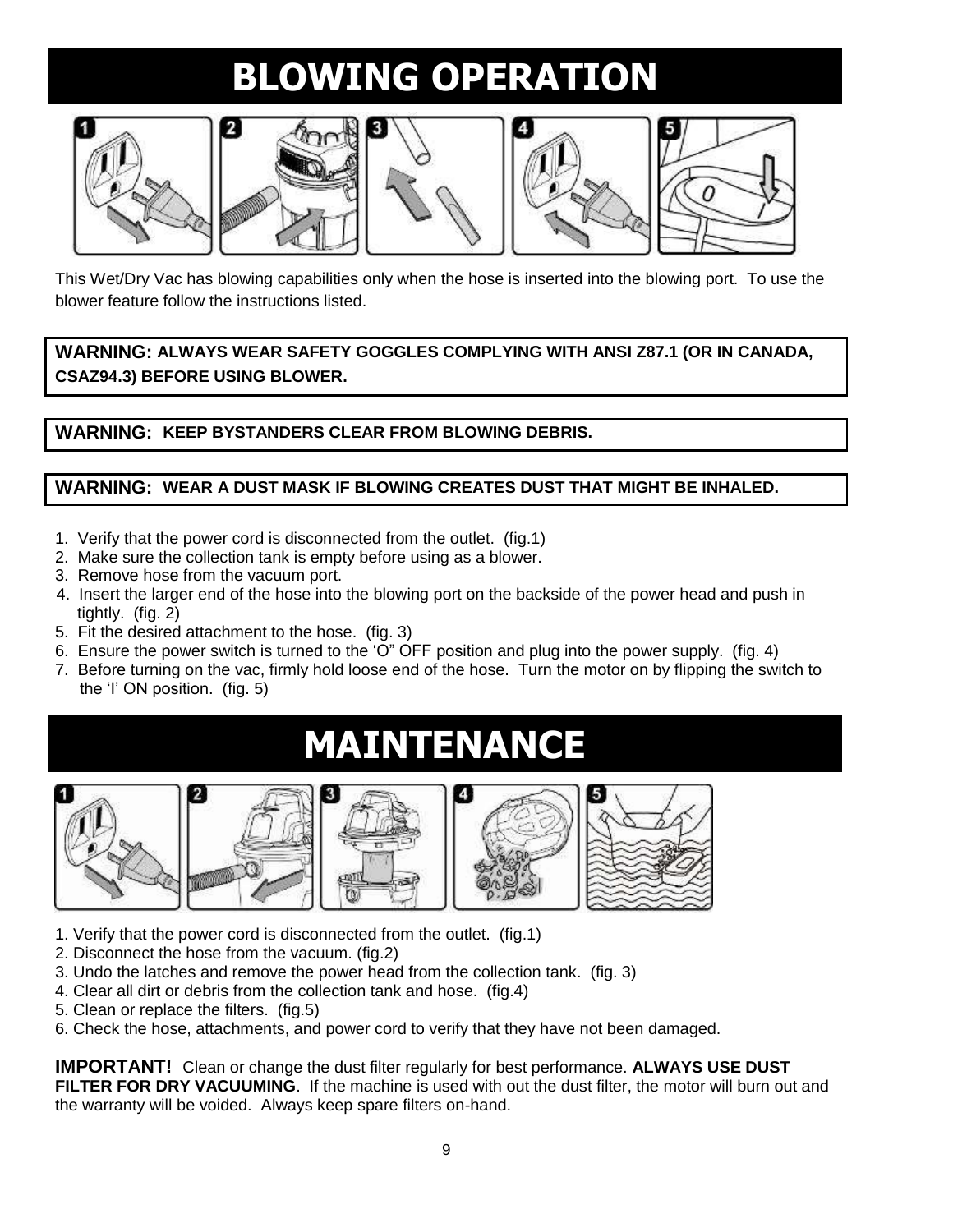# BLOWING OPERATION

This Wet/Dry Vac has blowing capabilities only when the hose is inserted into the blowing port. To use the blower feature follow the instructions listed.

**WARNING: ALWAYS WEAR SAFETY GOGGLES COMPLYING WITH ANSI Z87.1 (OR IN CANADA, CSAZ94.3) BEFORE USING BLOWER.**

**WARNING: KEEP BYSTANDERS CLEAR FROM BLOWING DEBRIS.**

**WARNING: WEAR A DUST MASK IF BLOWING CREATES DUST THAT MIGHT BE INHALED.**

1. Verify that the power cord is disconnected from the outlet. (fig.1)
2. Make sure the collection tank is empty before using as a blower.
3. Remove hose from the vacuum port.
4. Insert the larger end of the hose into the blowing port on the backside of the power head and push in tightly. (fig. 2)
5. Fit the desired attachment to the hose. (fig. 3)
6. Ensure the power switch is turned to the 'O" OFF position and plug into the power supply. (fig. 4)
7. Before turning on the vac, firmly hold loose end of the hose. Turn the motor on by flipping the switch to the 'I' ON position. (fig. 5)

# MAINTENANCE

1. Verify that the power cord is disconnected from the outlet. (fig.1)
2. Disconnect the hose from the vacuum. (fig.2)
3. Undo the latches and remove the power head from the collection tank. (fig. 3)
4. Clear all dirt or debris from the collection tank and hose. (fig.4)
5. Clean or replace the filters. (fig.5)
6. Check the hose, attachments, and power cord to verify that they have not been damaged.

**IMPORTANT!** Clean or change the dust filter regularly for best performance. **ALWAYS USE DUST FILTER FOR DRY VACUUMING**. If the machine is used with out the dust filter, the motor will burn out and the warranty will be voided. Always keep spare filters on-hand.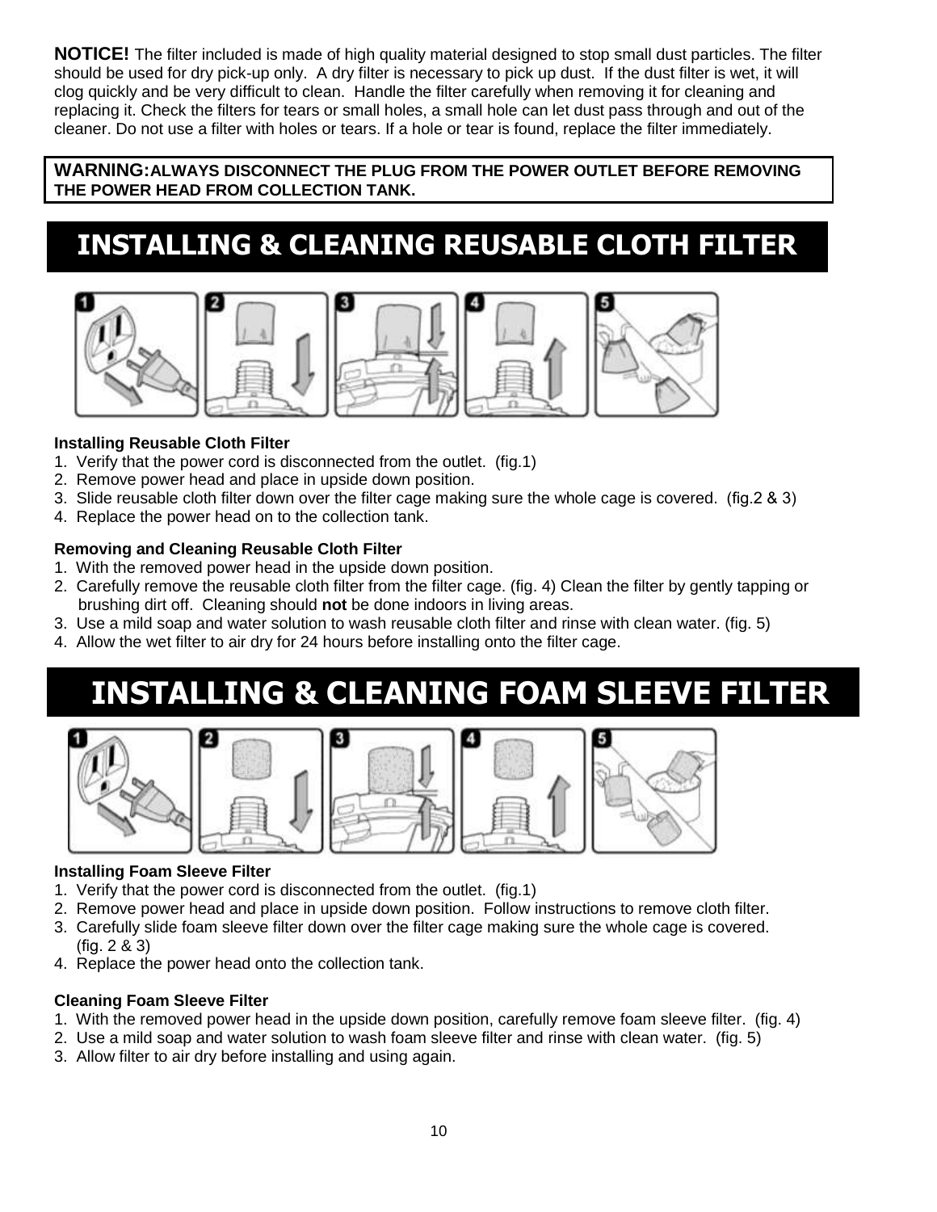**NOTICE!** The filter included is made of high quality material designed to stop small dust particles. The filter should be used for dry pick-up only. A dry filter is necessary to pick up dust. If the dust filter is wet, it will clog quickly and be very difficult to clean. Handle the filter carefully when removing it for cleaning and replacing it. Check the filters for tears or small holes, a small hole can let dust pass through and out of the cleaner. Do not use a filter with holes or tears. If a hole or tear is found, replace the filter immediately.

**WARNING: ALWAYS DISCONNECT THE PLUG FROM THE POWER OUTLET BEFORE REMOVING THE POWER HEAD FROM COLLECTION TANK.**

# INSTALLING & CLEANING REUSABLE CLOTH FILTER

### Installing Reusable Cloth Filter

1. Verify that the power cord is disconnected from the outlet. (fig.1)
2. Remove power head and place in upside down position.
3. Slide reusable cloth filter down over the filter cage making sure the whole cage is covered. (fig.2 & 3)
4. Replace the power head on to the collection tank.

### Removing and Cleaning Reusable Cloth Filter

1. With the removed power head in the upside down position.
2. Carefully remove the reusable cloth filter from the filter cage. (fig. 4) Clean the filter by gently tapping or brushing dirt off. Cleaning should **not** be done indoors in living areas.
3. Use a mild soap and water solution to wash reusable cloth filter and rinse with clean water. (fig. 5)
4. Allow the wet filter to air dry for 24 hours before installing onto the filter cage.

# INSTALLING & CLEANING FOAM SLEEVE FILTER

### Installing Foam Sleeve Filter

1. Verify that the power cord is disconnected from the outlet. (fig.1)
2. Remove power head and place in upside down position. Follow instructions to remove cloth filter.
3. Carefully slide foam sleeve filter down over the filter cage making sure the whole cage is covered. (fig. 2 & 3)
4. Replace the power head onto the collection tank.

### Cleaning Foam Sleeve Filter

1. With the removed power head in the upside down position, carefully remove foam sleeve filter. (fig. 4)
2. Use a mild soap and water solution to wash foam sleeve filter and rinse with clean water. (fig. 5)
3. Allow filter to air dry before installing and using again.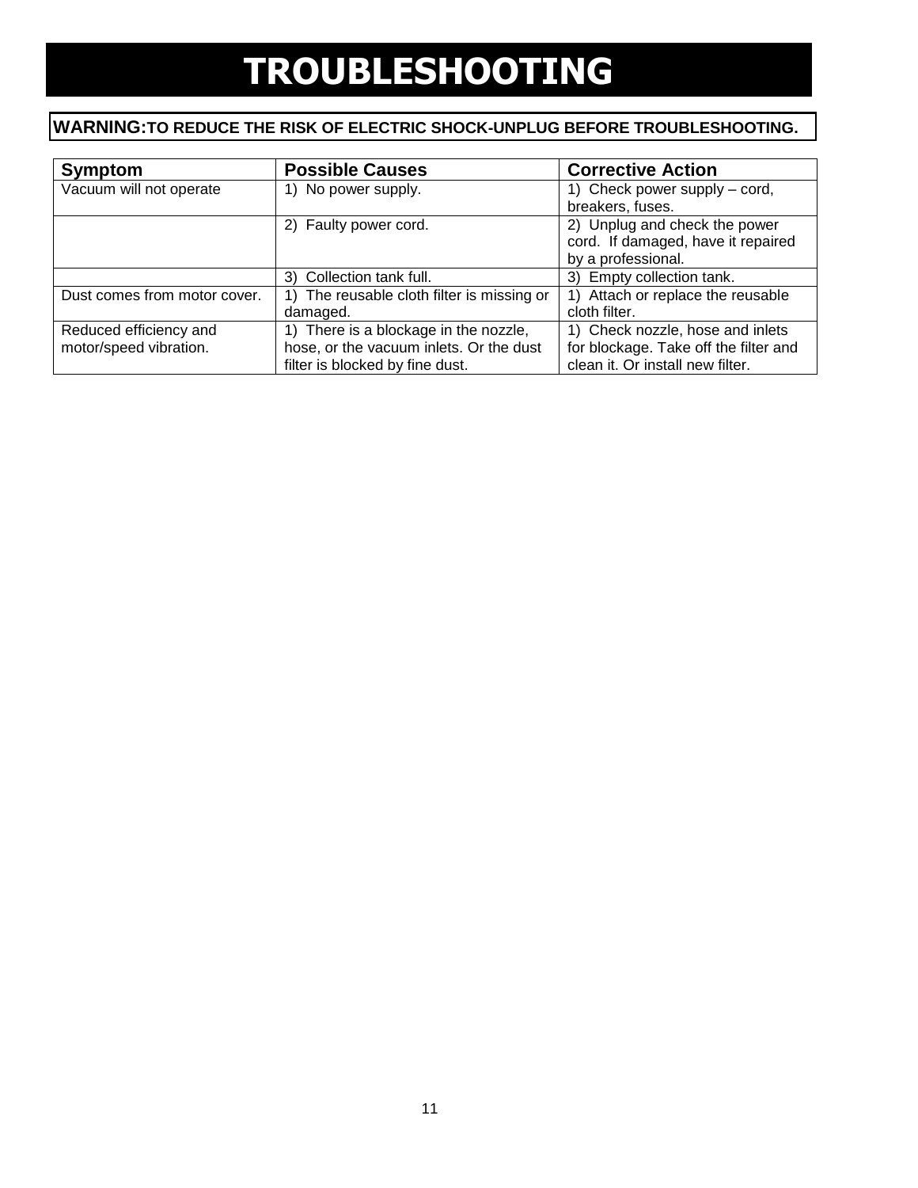# TROUBLESHOOTING

**WARNING: TO REDUCE THE RISK OF ELECTRIC SHOCK-UNPLUG BEFORE TROUBLESHOOTING.**

| Symptom | Possible Causes | Corrective Action |
|---|---|---|
| Vacuum will not operate | 1) No power supply. | 1) Check power supply – cord, breakers, fuses. |
| | 2) Faulty power cord. | 2) Unplug and check the power cord. If damaged, have it repaired by a professional. |
| | 3) Collection tank full. | 3) Empty collection tank. |
| Dust comes from motor cover. | 1) The reusable cloth filter is missing or damaged. | 1) Attach or replace the reusable cloth filter. |
| Reduced efficiency and motor/speed vibration. | 1) There is a blockage in the nozzle, hose, or the vacuum inlets. Or the dust filter is blocked by fine dust. | 1) Check nozzle, hose and inlets for blockage. Take off the filter and clean it. Or install new filter. |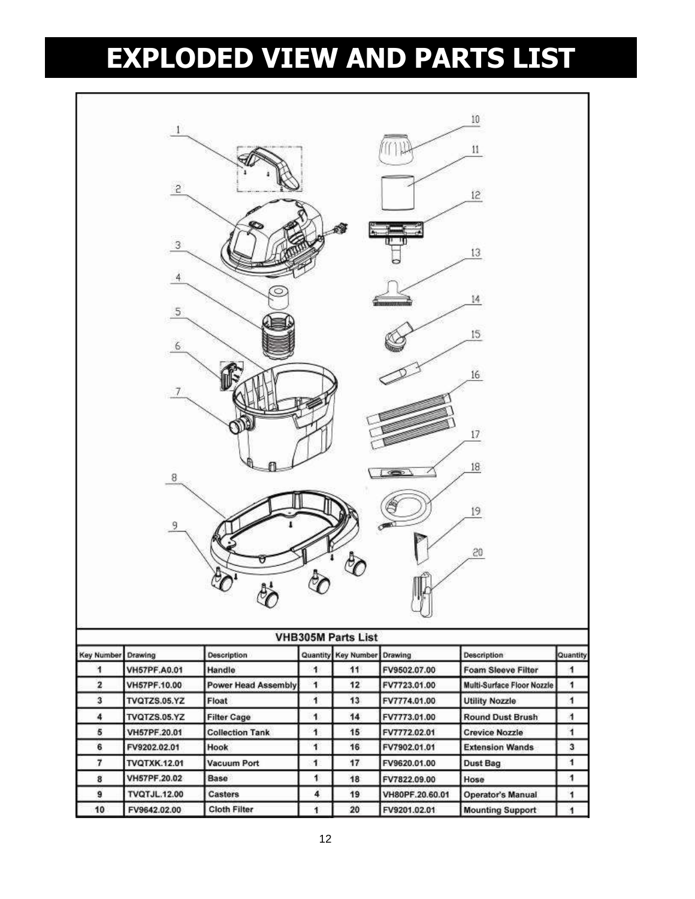# EXPLODED VIEW AND PARTS LIST

1
2
3
4
5
6
7
8
9
10
11
12
13
14
15
16
17
18
19
20

**VHB305M Parts List**

| Key Number | Drawing | Description | Quantity | Key Number | Drawing | Description | Quantity |
|---|---|---|---|---|---|---|---|
| 1 | VH57PF.A0.01 | Handle | 1 | 11 | FV9502.07.00 | Foam Sleeve Filter | 1 |
| 2 | VH57PF.10.00 | Power Head Assembly | 1 | 12 | FV7723.01.00 | Multi-Surface Floor Nozzle | 1 |
| 3 | TVQTZS.05.YZ | Float | 1 | 13 | FV7774.01.00 | Utility Nozzle | 1 |
| 4 | TVQTZS.05.YZ | Filter Cage | 1 | 14 | FV7773.01.00 | Round Dust Brush | 1 |
| 5 | VH57PF.20.01 | Collection Tank | 1 | 15 | FV7772.02.01 | Crevice Nozzle | 1 |
| 6 | FV9202.02.01 | Hook | 1 | 16 | FV7902.01.01 | Extension Wands | 3 |
| 7 | TVQTXK.12.01 | Vacuum Port | 1 | 17 | FV9620.01.00 | Dust Bag | 1 |
| 8 | VH57PF.20.02 | Base | 1 | 18 | FV7822.09.00 | Hose | 1 |
| 9 | TVQTJL.12.00 | Casters | 4 | 19 | VH80PF.20.60.01 | Operator's Manual | 1 |
| 10 | FV9642.02.00 | Cloth Filter | 1 | 20 | FV9201.02.01 | Mounting Support | 1 |